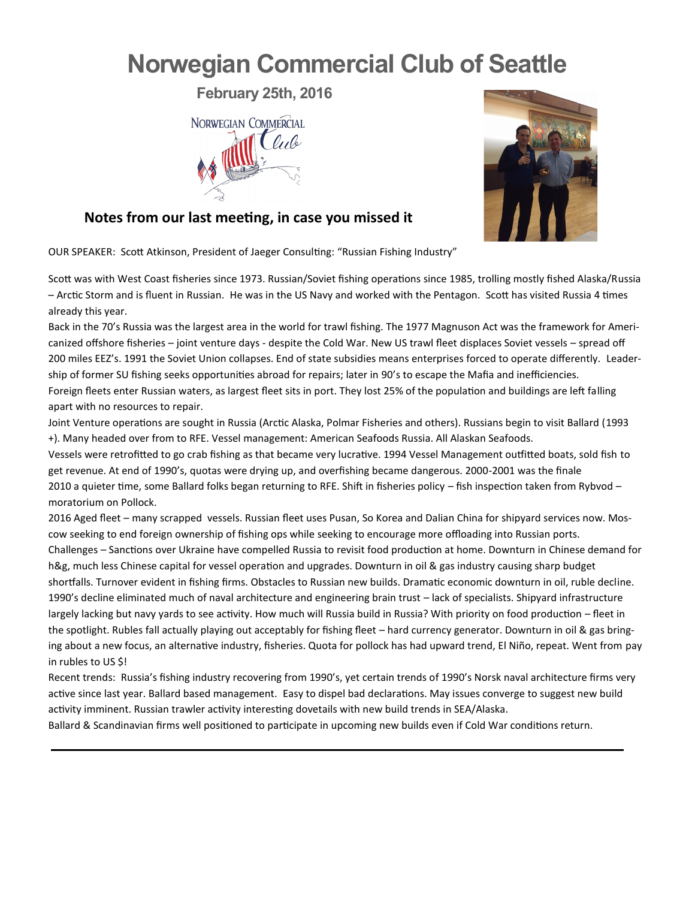# Norwegian Commercial Club of Seattle

**February 25th, 2016**

## Notes from our last meeting, in case you missed it

OUR SPEAKER: Scott Atkinson, President of Jaeger Consulting: "Russian Fishing Industry"

Scott was with West Coast fisheries since 1973. Russian/Soviet fishing operations since 1985, trolling mostly fished Alaska/Russia – Arctic Storm and is fluent in Russian. He was in the US Navy and worked with the Pentagon. Scott has visited Russia 4 times already this year.

Back in the 70's Russia was the largest area in the world for trawl fishing. The 1977 Magnuson Act was the framework for Americanized offshore fisheries – joint venture days - despite the Cold War. New US trawl fleet displaces Soviet vessels – spread off 200 miles EEZ's. 1991 the Soviet Union collapses. End of state subsidies means enterprises forced to operate differently. Leadership of former SU fishing seeks opportunities abroad for repairs; later in 90's to escape the Mafia and inefficiencies.

Foreign fleets enter Russian waters, as largest fleet sits in port. They lost 25% of the population and buildings are left falling apart with no resources to repair.

Joint Venture operations are sought in Russia (Arctic Alaska, Polmar Fisheries and others). Russians begin to visit Ballard (1993 +). Many headed over from to RFE. Vessel management: American Seafoods Russia. All Alaskan Seafoods.

Vessels were retrofitted to go crab fishing as that became very lucrative. 1994 Vessel Management outfitted boats, sold fish to get revenue. At end of 1990's, quotas were drying up, and overfishing became dangerous. 2000-2001 was the finale

2010 a quieter time, some Ballard folks began returning to RFE. Shift in fisheries policy – fish inspection taken from Rybvod – moratorium on Pollock.

2016 Aged fleet – many scrapped vessels. Russian fleet uses Pusan, So Korea and Dalian China for shipyard services now. Moscow seeking to end foreign ownership of fishing ops while seeking to encourage more offloading into Russian ports.

Challenges – Sanctions over Ukraine have compelled Russia to revisit food production at home. Downturn in Chinese demand for h&g, much less Chinese capital for vessel operation and upgrades. Downturn in oil & gas industry causing sharp budget shortfalls. Turnover evident in fishing firms. Obstacles to Russian new builds. Dramatic economic downturn in oil, ruble decline. 1990's decline eliminated much of naval architecture and engineering brain trust – lack of specialists. Shipyard infrastructure largely lacking but navy yards to see activity. How much will Russia build in Russia? With priority on food production – fleet in the spotlight. Rubles fall actually playing out acceptably for fishing fleet – hard currency generator. Downturn in oil & gas bringing about a new focus, an alternative industry, fisheries. Quota for pollock has had upward trend, El Niño, repeat. Went from pay in rubles to US $!

Recent trends: Russia's fishing industry recovering from 1990's, yet certain trends of 1990's Norsk naval architecture firms very active since last year. Ballard based management. Easy to dispel bad declarations. May issues converge to suggest new build activity imminent. Russian trawler activity interesting dovetails with new build trends in SEA/Alaska.

Ballard & Scandinavian firms well positioned to participate in upcoming new builds even if Cold War conditions return.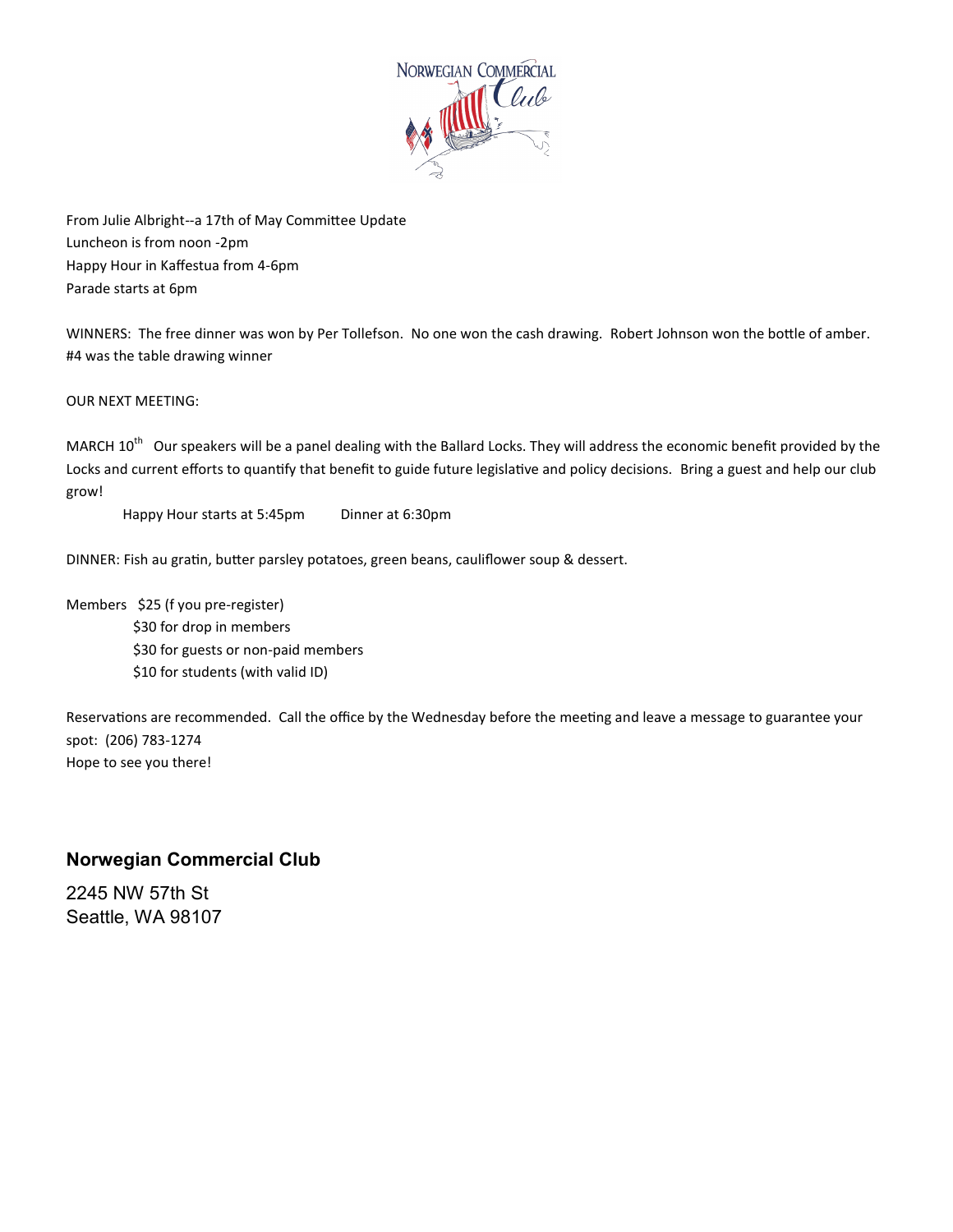From Julie Albright--a 17th of May Committee Update
Luncheon is from noon -2pm
Happy Hour in Kaffestua from 4-6pm
Parade starts at 6pm

WINNERS: The free dinner was won by Per Tollefson. No one won the cash drawing. Robert Johnson won the bottle of amber. #4 was the table drawing winner

OUR NEXT MEETING:

MARCH 10th Our speakers will be a panel dealing with the Ballard Locks. They will address the economic benefit provided by the Locks and current efforts to quantify that benefit to guide future legislative and policy decisions. Bring a guest and help our club grow!

Happy Hour starts at 5:45pm Dinner at 6:30pm

DINNER: Fish au gratin, butter parsley potatoes, green beans, cauliflower soup & dessert.

Members $25 (f you pre-register)
$30 for drop in members
$30 for guests or non-paid members
$10 for students (with valid ID)

Reservations are recommended. Call the office by the Wednesday before the meeting and leave a message to guarantee your spot: (206) 783-1274
Hope to see you there!

**Norwegian Commercial Club**

2245 NW 57th St
Seattle, WA 98107